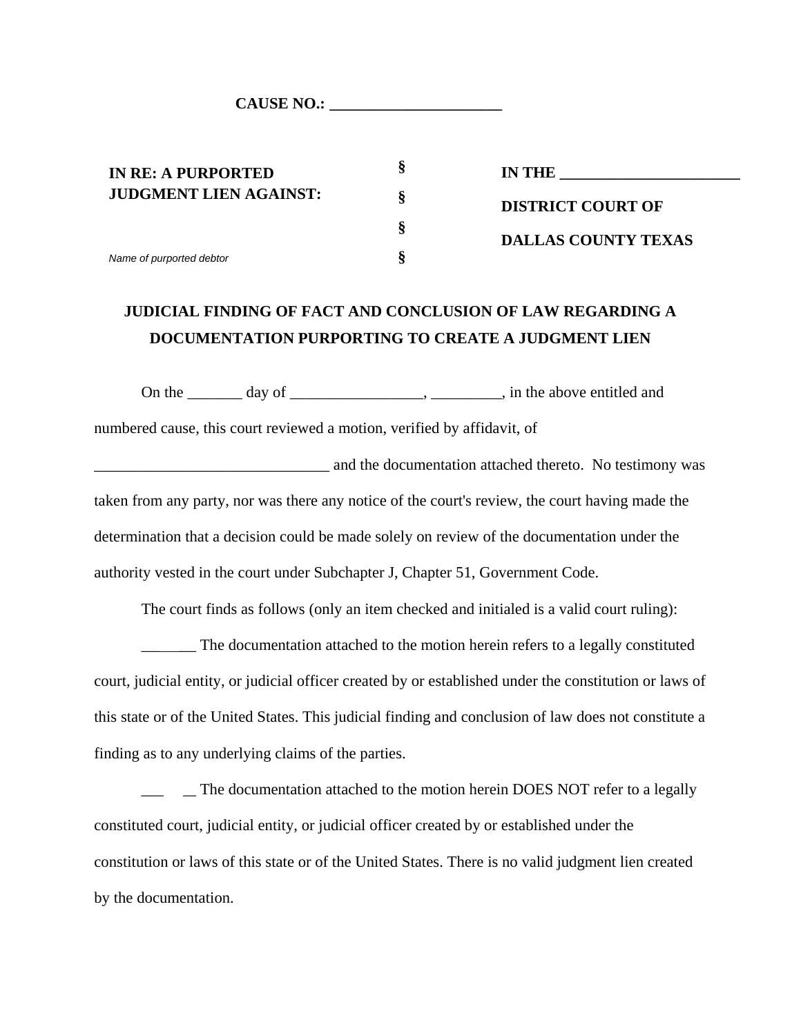**CAUSE NO.: ______________________**

| | | |
|---|---|---|
| **IN RE: A PURPORTED JUDGMENT LIEN AGAINST:** | § | **IN THE ______________________** |
| | § | **DISTRICT COURT OF** |
| | § | **DALLAS COUNTY TEXAS** |
| *Name of purported debtor* | § | |

**JUDICIAL FINDING OF FACT AND CONCLUSION OF LAW REGARDING A DOCUMENTATION PURPORTING TO CREATE A JUDGMENT LIEN**

On the _______ day of _________________, _________, in the above entitled and numbered cause, this court reviewed a motion, verified by affidavit, of ______________________________ and the documentation attached thereto. No testimony was taken from any party, nor was there any notice of the court's review, the court having made the determination that a decision could be made solely on review of the documentation under the authority vested in the court under Subchapter J, Chapter 51, Government Code.

The court finds as follows (only an item checked and initialed is a valid court ruling):

_______ The documentation attached to the motion herein refers to a legally constituted court, judicial entity, or judicial officer created by or established under the constitution or laws of this state or of the United States. This judicial finding and conclusion of law does not constitute a finding as to any underlying claims of the parties.

___ _ The documentation attached to the motion herein DOES NOT refer to a legally constituted court, judicial entity, or judicial officer created by or established under the constitution or laws of this state or of the United States. There is no valid judgment lien created by the documentation.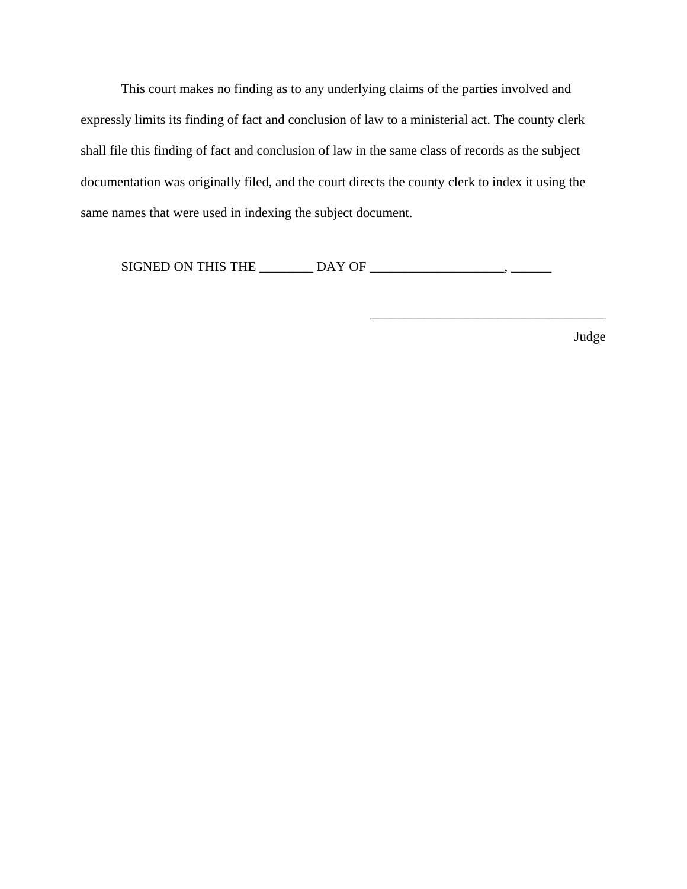This court makes no finding as to any underlying claims of the parties involved and expressly limits its finding of fact and conclusion of law to a ministerial act. The county clerk shall file this finding of fact and conclusion of law in the same class of records as the subject documentation was originally filed, and the court directs the county clerk to index it using the same names that were used in indexing the subject document.

SIGNED ON THIS THE ________ DAY OF ____________________, ______

____________________________________

Judge